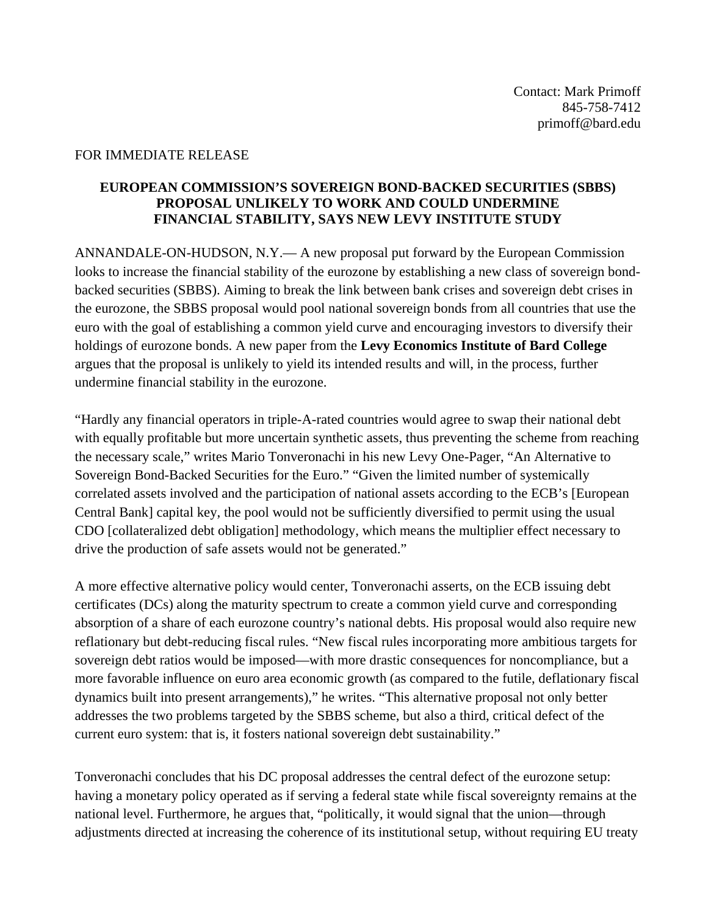Contact: Mark Primoff
845-758-7412
primoff@bard.edu

FOR IMMEDIATE RELEASE

**EUROPEAN COMMISSION'S SOVEREIGN BOND-BACKED SECURITIES (SBBS) PROPOSAL UNLIKELY TO WORK AND COULD UNDERMINE FINANCIAL STABILITY, SAYS NEW LEVY INSTITUTE STUDY**

ANNANDALE-ON-HUDSON, N.Y.— A new proposal put forward by the European Commission looks to increase the financial stability of the eurozone by establishing a new class of sovereign bond-backed securities (SBBS). Aiming to break the link between bank crises and sovereign debt crises in the eurozone, the SBBS proposal would pool national sovereign bonds from all countries that use the euro with the goal of establishing a common yield curve and encouraging investors to diversify their holdings of eurozone bonds. A new paper from the **Levy Economics Institute of Bard College** argues that the proposal is unlikely to yield its intended results and will, in the process, further undermine financial stability in the eurozone.

"Hardly any financial operators in triple-A-rated countries would agree to swap their national debt with equally profitable but more uncertain synthetic assets, thus preventing the scheme from reaching the necessary scale," writes Mario Tonveronachi in his new Levy One-Pager, "An Alternative to Sovereign Bond-Backed Securities for the Euro." "Given the limited number of systemically correlated assets involved and the participation of national assets according to the ECB's [European Central Bank] capital key, the pool would not be sufficiently diversified to permit using the usual CDO [collateralized debt obligation] methodology, which means the multiplier effect necessary to drive the production of safe assets would not be generated."

A more effective alternative policy would center, Tonveronachi asserts, on the ECB issuing debt certificates (DCs) along the maturity spectrum to create a common yield curve and corresponding absorption of a share of each eurozone country's national debts. His proposal would also require new reflationary but debt-reducing fiscal rules. "New fiscal rules incorporating more ambitious targets for sovereign debt ratios would be imposed—with more drastic consequences for noncompliance, but a more favorable influence on euro area economic growth (as compared to the futile, deflationary fiscal dynamics built into present arrangements)," he writes. "This alternative proposal not only better addresses the two problems targeted by the SBBS scheme, but also a third, critical defect of the current euro system: that is, it fosters national sovereign debt sustainability."

Tonveronachi concludes that his DC proposal addresses the central defect of the eurozone setup: having a monetary policy operated as if serving a federal state while fiscal sovereignty remains at the national level. Furthermore, he argues that, "politically, it would signal that the union—through adjustments directed at increasing the coherence of its institutional setup, without requiring EU treaty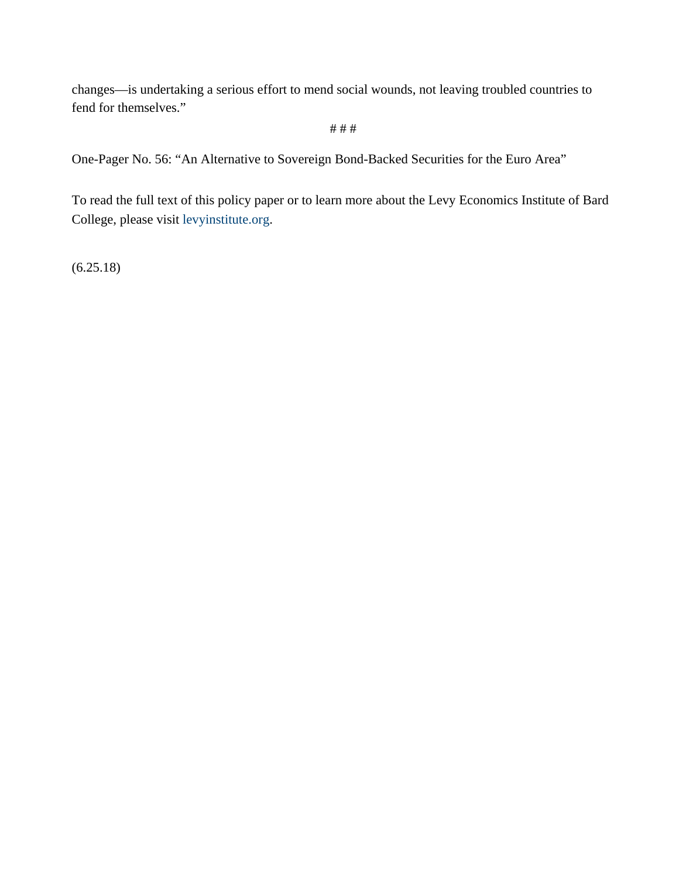changes—is undertaking a serious effort to mend social wounds, not leaving troubled countries to fend for themselves."

# # #

One-Pager No. 56: "An Alternative to Sovereign Bond-Backed Securities for the Euro Area"

To read the full text of this policy paper or to learn more about the Levy Economics Institute of Bard College, please visit levyinstitute.org.

(6.25.18)